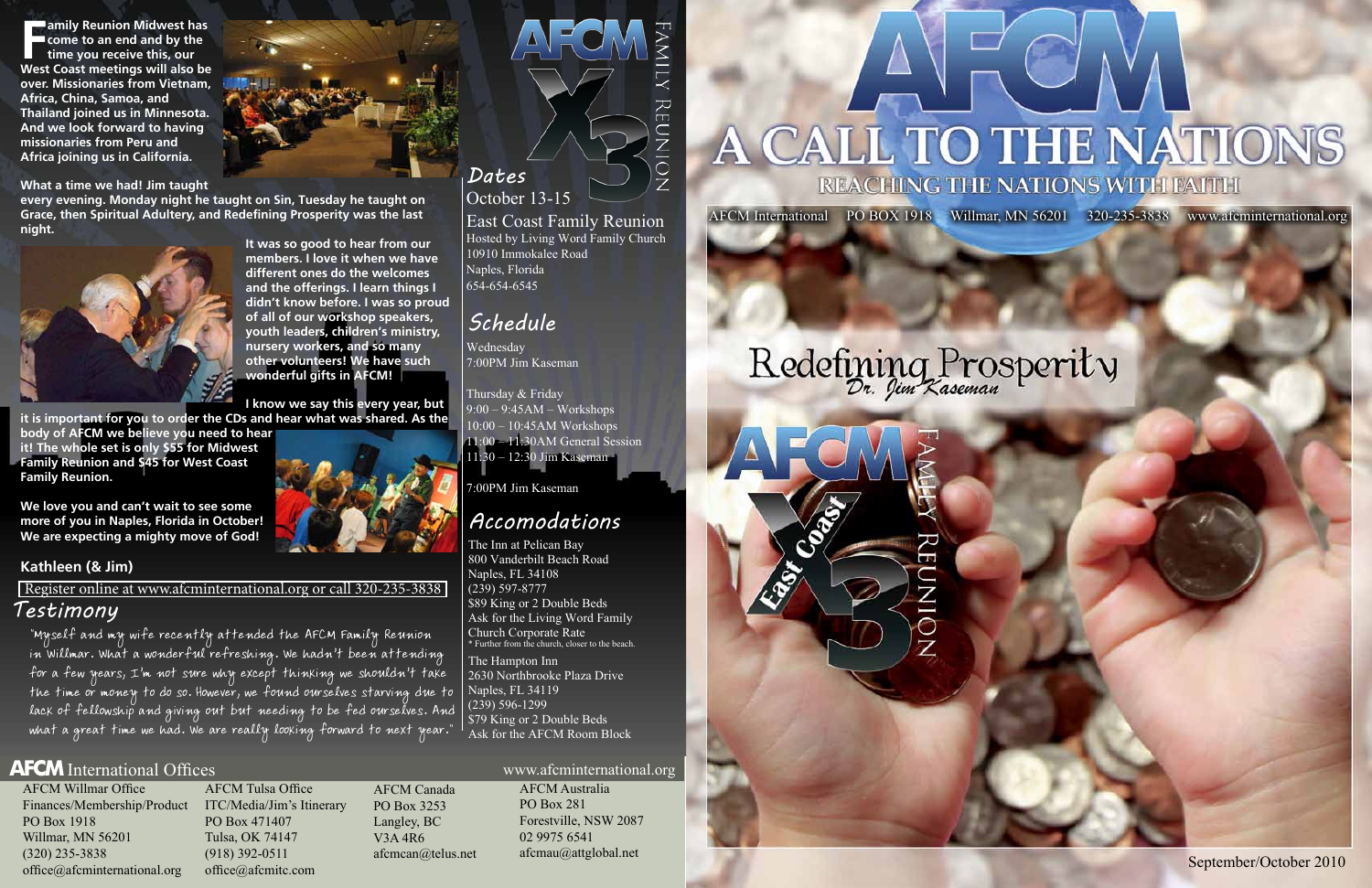**Family Reunion Midwest has come to an end and by the time you receive this, our West Coast meetings will also be over. Missionaries from Vietnam, Africa, China, Samoa, and Thailand joined us in Minnesota. And we look forward to having missionaries from Peru and Africa joining us in California.**

**What a time we had! Jim taught every evening. Monday night he taught on Sin, Tuesday he taught on Grace, then Spiritual Adultery, and Redefining Prosperity was the last night.**

**It was so good to hear from our members. I love it when we have different ones do the welcomes and the offerings. I learn things I didn't know before. I was so proud of all of our workshop speakers, youth leaders, children's ministry, nursery workers, and so many other volunteers! We have such wonderful gifts in AFCM!**

**I know we say this every year, but it is important for you to order the CDs and hear what was shared. As the body of AFCM we believe you need to hear it! The whole set is only $55 for Midwest Family Reunion and $45 for West Coast Family Reunion.**

**We love you and can't wait to see some more of you in Naples, Florida in October! We are expecting a mighty move of God!**

**Kathleen (& Jim)**

Register online at www.afcminternational.org or call 320-235-3838

## Testimony

"Myself and my wife recently attended the AFCM Family Reunion in Willmar. What a wonderful refreshing. We hadn't been attending for a few years, I'm not sure why except thinking we shouldn't take the time or money to do so. However, we found ourselves starving due to lack of fellowship and giving out but needing to be fed ourselves. And what a great time we had. We are really looking forward to next year."

# AFCM X3 Family Reunion

## Dates

October 13-15

East Coast Family Reunion
Hosted by Living Word Family Church
10910 Immokalee Road
Naples, Florida
654-654-6545

## Schedule

Wednesday
7:00PM Jim Kaseman

Thursday & Friday
9:00 – 9:45AM – Workshops
10:00 – 10:45AM Workshops
11:00 – 11:30AM General Session
11:30 – 12:30 Jim Kaseman

7:00PM Jim Kaseman

## Accomodations

The Inn at Pelican Bay
800 Vanderbilt Beach Road
Naples, FL 34108
(239) 597-8777
$89 King or 2 Double Beds
Ask for the Living Word Family Church Corporate Rate
* Further from the church, closer to the beach.

The Hampton Inn
2630 Northbrooke Plaza Drive
Naples, FL 34119
(239) 596-1299
$79 King or 2 Double Beds
Ask for the AFCM Room Block

## AFCM International Offices

www.afcminternational.org

AFCM Willmar Office
Finances/Membership/Product
PO Box 1918
Willmar, MN 56201
(320) 235-3838
office@afcminternational.org

AFCM Tulsa Office
ITC/Media/Jim's Itinerary
PO Box 471407
Tulsa, OK 74147
(918) 392-0511
office@afcmitc.com

AFCM Canada
PO Box 3253
Langley, BC
V3A 4R6
afcmcan@telus.net

AFCM Australia
PO Box 281
Forestville, NSW 2087
02 9975 6541
afcmau@attglobal.net

# AFCM
# A CALL TO THE NATIONS
## REACHING THE NATIONS WITH FAITH

AFCM International PO BOX 1918 Willmar, MN 56201 320-235-3838 www.afcminternational.org

# Redefining Prosperity
Dr. Jim Kaseman

AFCM X3 East Coast Family Reunion

September/October 2010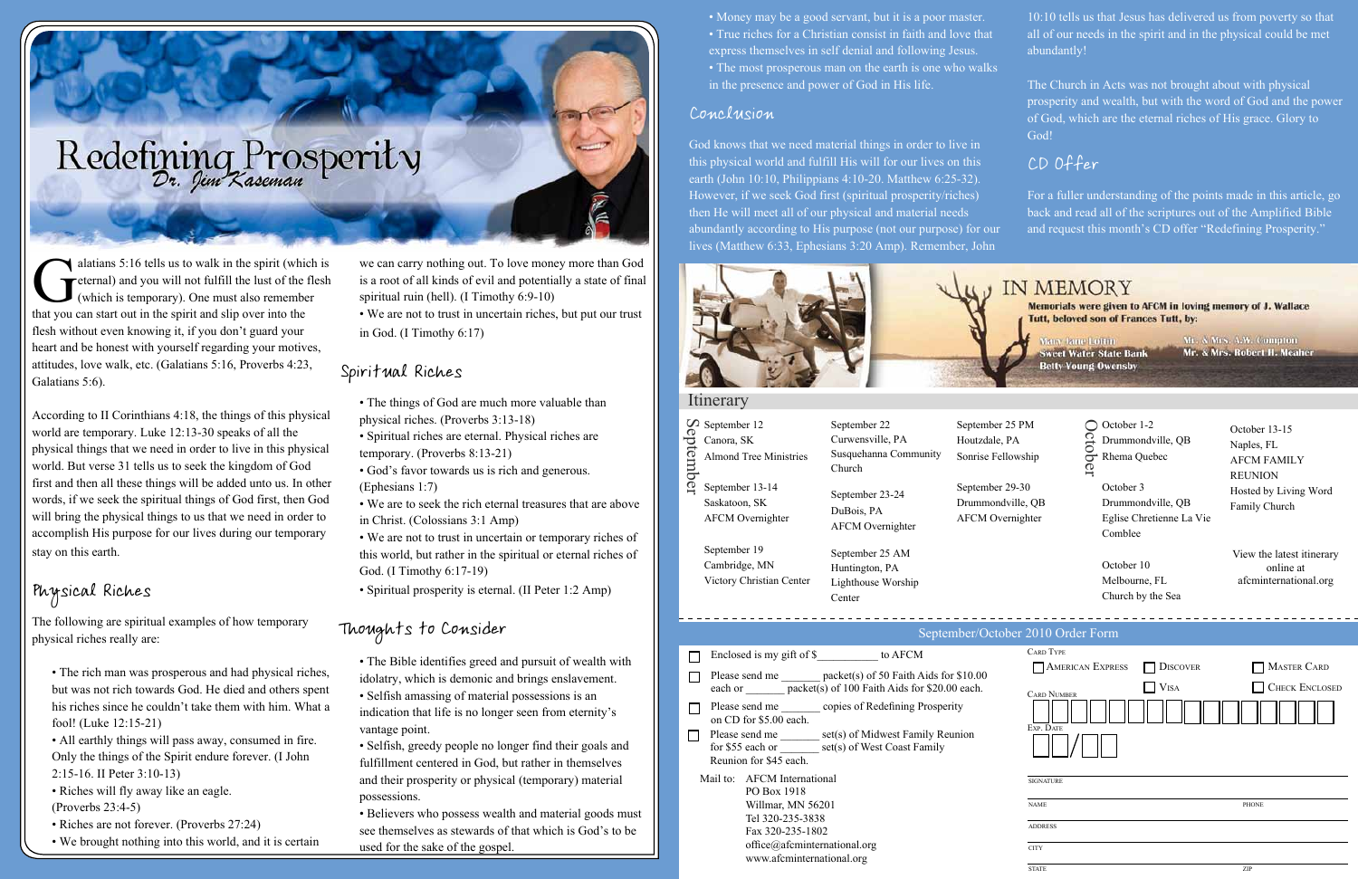# Redefining Prosperity

*Dr. Jim Kaseman*

Galatians 5:16 tells us to walk in the spirit (which is eternal) and you will not fulfill the lust of the flesh (which is temporary). One must also remember that you can start out in the spirit and slip over into the flesh without even knowing it, if you don't guard your heart and be honest with yourself regarding your motives, attitudes, love walk, etc. (Galatians 5:16, Proverbs 4:23, Galatians 5:6).

According to II Corinthians 4:18, the things of this physical world are temporary. Luke 12:13-30 speaks of all the physical things that we need in order to live in this physical world. But verse 31 tells us to seek the kingdom of God first and then all these things will be added unto us. In other words, if we seek the spiritual things of God first, then God will bring the physical things to us that we need in order to accomplish His purpose for our lives during our temporary stay on this earth.

## Physical Riches

The following are spiritual examples of how temporary physical riches really are:

- The rich man was prosperous and had physical riches, but was not rich towards God. He died and others spent his riches since he couldn't take them with him. What a fool! (Luke 12:15-21)
- All earthly things will pass away, consumed in fire. Only the things of the Spirit endure forever. (I John 2:15-16. II Peter 3:10-13)
- Riches will fly away like an eagle. (Proverbs 23:4-5)
- Riches are not forever. (Proverbs 27:24)
- We brought nothing into this world, and it is certain we can carry nothing out. To love money more than God is a root of all kinds of evil and potentially a state of final spiritual ruin (hell). (I Timothy 6:9-10)
- We are not to trust in uncertain riches, but put our trust in God. (I Timothy 6:17)

## Spiritual Riches

- The things of God are much more valuable than physical riches. (Proverbs 3:13-18)
- Spiritual riches are eternal. Physical riches are temporary. (Proverbs 8:13-21)
- God's favor towards us is rich and generous. (Ephesians 1:7)
- We are to seek the rich eternal treasures that are above in Christ. (Colossians 3:1 Amp)
- We are not to trust in uncertain or temporary riches of this world, but rather in the spiritual or eternal riches of God. (I Timothy 6:17-19)
- Spiritual prosperity is eternal. (II Peter 1:2 Amp)

## Thoughts to Consider

- The Bible identifies greed and pursuit of wealth with idolatry, which is demonic and brings enslavement.
- Selfish amassing of material possessions is an indication that life is no longer seen from eternity's vantage point.
- Selfish, greedy people no longer find their goals and fulfillment centered in God, but rather in themselves and their prosperity or physical (temporary) material possessions.
- Believers who possess wealth and material goods must see themselves as stewards of that which is God's to be used for the sake of the gospel.
- Money may be a good servant, but it is a poor master.
- True riches for a Christian consist in faith and love that express themselves in self denial and following Jesus.
- The most prosperous man on the earth is one who walks in the presence and power of God in His life.

## Conclusion

God knows that we need material things in order to live in this physical world and fulfill His will for our lives on this earth (John 10:10, Philippians 4:10-20. Matthew 6:25-32). However, if we seek God first (spiritual prosperity/riches) then He will meet all of our physical and material needs abundantly according to His purpose (not our purpose) for our lives (Matthew 6:33, Ephesians 3:20 Amp). Remember, John 10:10 tells us that Jesus has delivered us from poverty so that all of our needs in the spirit and in the physical could be met abundantly!

The Church in Acts was not brought about with physical prosperity and wealth, but with the word of God and the power of God, which are the eternal riches of His grace. Glory to God!

## CD Offer

For a fuller understanding of the points made in this article, go back and read all of the scriptures out of the Amplified Bible and request this month's CD offer "Redefining Prosperity."

## IN MEMORY

**Memorials were given to AFCM in loving memory of J. Wallace Tutt, beloved son of Frances Tutt, by:**

Mary Jane Loftin
Sweet Water State Bank
Betty Young Owensby
Mr. & Mrs. A.W. Compton
Mr. & Mrs. Robert H. Meaher

## Itinerary

**September**

September 12
Canora, SK
Almond Tree Ministries

September 13-14
Saskatoon, SK
AFCM Overnighter

September 19
Cambridge, MN
Victory Christian Center

September 22
Curwensville, PA
Susquehanna Community Church

September 23-24
DuBois, PA
AFCM Overnighter

September 25 AM
Huntington, PA
Lighthouse Worship Center

September 25 PM
Houtzdale, PA
Sonrise Fellowship

September 29-30
Drummondville, QB
AFCM Overnighter

**October**

October 1-2
Drummondville, QB
Rhema Quebec

October 3
Drummondville, QB
Eglise Chretienne La Vie Comblee

October 10
Melbourne, FL
Church by the Sea

October 13-15
Naples, FL
AFCM FAMILY REUNION
Hosted by Living Word Family Church

View the latest itinerary online at afcminternational.org

## September/October 2010 Order Form

- ☐ Enclosed is my gift of $__________ to AFCM
- ☐ Please send me _______ packet(s) of 50 Faith Aids for $10.00 each or _______ packet(s) of 100 Faith Aids for $20.00 each.
- ☐ Please send me _______ copies of Redefining Prosperity on CD for $5.00 each.
- ☐ Please send me _______ set(s) of Midwest Family Reunion for $55 each or _______ set(s) of West Coast Family Reunion for $45 each.

Mail to: AFCM International
PO Box 1918
Willmar, MN 56201
Tel 320-235-3838
Fax 320-235-1802
office@afcminternational.org
www.afcminternational.org

Card Type
☐ American Express ☐ Discover ☐ Master Card
☐ Visa ☐ Check Enclosed

Card Number

Exp. Date ___ ___ / ___ ___

Signature

Name Phone

Address

City

State Zip